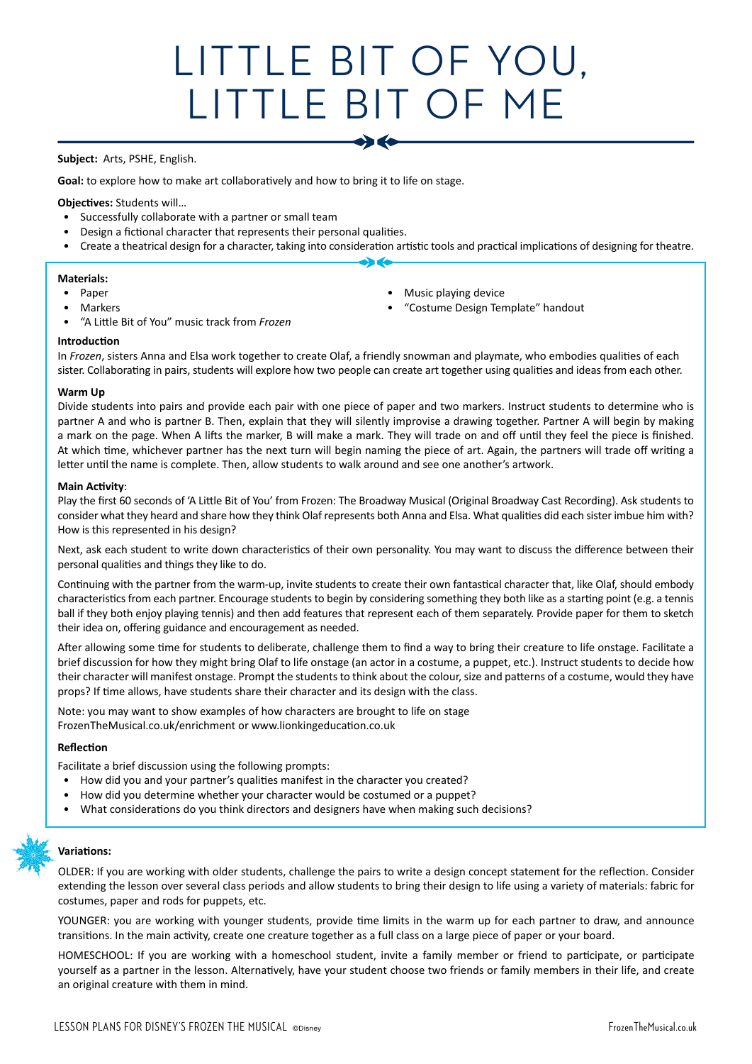# LITTLE BIT OF YOU, LITTLE BIT OF ME

**Subject:** Arts, PSHE, English.

**Goal:** to explore how to make art collaboratively and how to bring it to life on stage.

**Objectives:** Students will…

- Successfully collaborate with a partner or small team
- Design a fictional character that represents their personal qualities.
- Create a theatrical design for a character, taking into consideration artistic tools and practical implications of designing for theatre.

**Materials:**

- Paper
- Markers
- "A Little Bit of You" music track from *Frozen*
- Music playing device
- "Costume Design Template" handout

**Introduction**

In *Frozen*, sisters Anna and Elsa work together to create Olaf, a friendly snowman and playmate, who embodies qualities of each sister. Collaborating in pairs, students will explore how two people can create art together using qualities and ideas from each other.

**Warm Up**

Divide students into pairs and provide each pair with one piece of paper and two markers. Instruct students to determine who is partner A and who is partner B. Then, explain that they will silently improvise a drawing together. Partner A will begin by making a mark on the page. When A lifts the marker, B will make a mark. They will trade on and off until they feel the piece is finished. At which time, whichever partner has the next turn will begin naming the piece of art. Again, the partners will trade off writing a letter until the name is complete. Then, allow students to walk around and see one another's artwork.

**Main Activity**:

Play the first 60 seconds of 'A Little Bit of You' from Frozen: The Broadway Musical (Original Broadway Cast Recording). Ask students to consider what they heard and share how they think Olaf represents both Anna and Elsa. What qualities did each sister imbue him with? How is this represented in his design?

Next, ask each student to write down characteristics of their own personality. You may want to discuss the difference between their personal qualities and things they like to do.

Continuing with the partner from the warm-up, invite students to create their own fantastical character that, like Olaf, should embody characteristics from each partner. Encourage students to begin by considering something they both like as a starting point (e.g. a tennis ball if they both enjoy playing tennis) and then add features that represent each of them separately. Provide paper for them to sketch their idea on, offering guidance and encouragement as needed.

After allowing some time for students to deliberate, challenge them to find a way to bring their creature to life onstage. Facilitate a brief discussion for how they might bring Olaf to life onstage (an actor in a costume, a puppet, etc.). Instruct students to decide how their character will manifest onstage. Prompt the students to think about the colour, size and patterns of a costume, would they have props? If time allows, have students share their character and its design with the class.

Note: you may want to show examples of how characters are brought to life on stage FrozenTheMusical.co.uk/enrichment or www.lionkingeducation.co.uk

**Reflection**

Facilitate a brief discussion using the following prompts:

- How did you and your partner's qualities manifest in the character you created?
- How did you determine whether your character would be costumed or a puppet?
- What considerations do you think directors and designers have when making such decisions?

**Variations:**

OLDER: If you are working with older students, challenge the pairs to write a design concept statement for the reflection. Consider extending the lesson over several class periods and allow students to bring their design to life using a variety of materials: fabric for costumes, paper and rods for puppets, etc.

YOUNGER: you are working with younger students, provide time limits in the warm up for each partner to draw, and announce transitions. In the main activity, create one creature together as a full class on a large piece of paper or your board.

HOMESCHOOL: If you are working with a homeschool student, invite a family member or friend to participate, or participate yourself as a partner in the lesson. Alternatively, have your student choose two friends or family members in their life, and create an original creature with them in mind.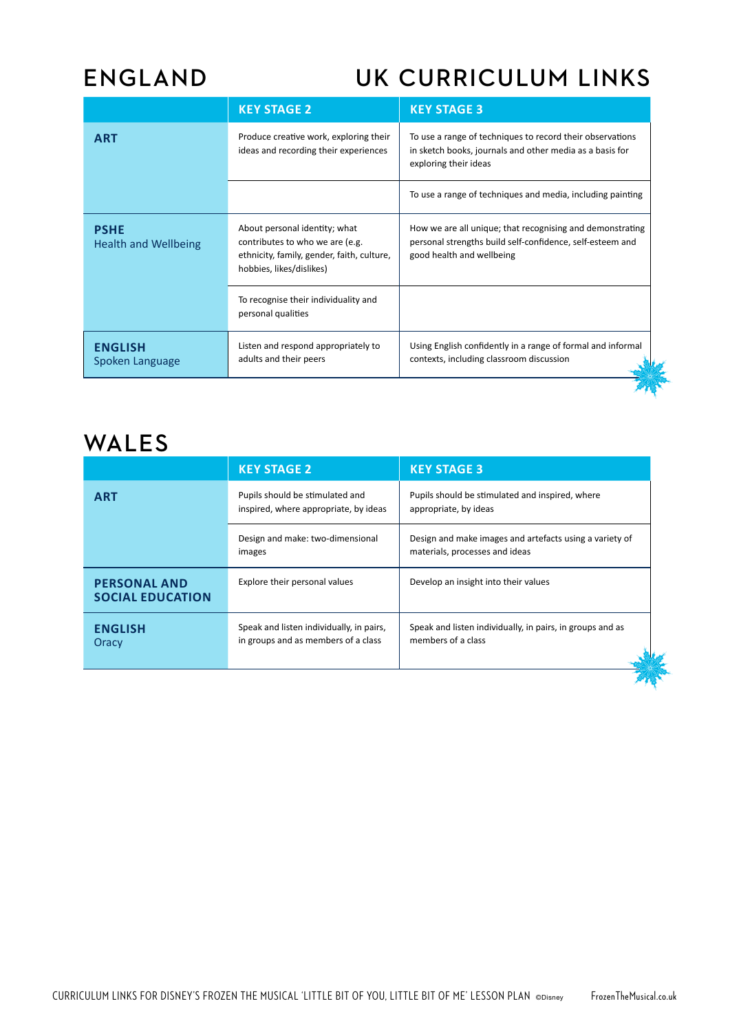# ENGLAND

# UK CURRICULUM LINKS

| | KEY STAGE 2 | KEY STAGE 3 |
|---|---|---|
| **ART** | Produce creative work, exploring their ideas and recording their experiences | To use a range of techniques to record their observations in sketch books, journals and other media as a basis for exploring their ideas |
| | | To use a range of techniques and media, including painting |
| **PSHE** Health and Wellbeing | About personal identity; what contributes to who we are (e.g. ethnicity, family, gender, faith, culture, hobbies, likes/dislikes) | How we are all unique; that recognising and demonstrating personal strengths build self-confidence, self-esteem and good health and wellbeing |
| | To recognise their individuality and personal qualities | |
| **ENGLISH** Spoken Language | Listen and respond appropriately to adults and their peers | Using English confidently in a range of formal and informal contexts, including classroom discussion |

# WALES

| | KEY STAGE 2 | KEY STAGE 3 |
|---|---|---|
| **ART** | Pupils should be stimulated and inspired, where appropriate, by ideas | Pupils should be stimulated and inspired, where appropriate, by ideas |
| | Design and make: two-dimensional images | Design and make images and artefacts using a variety of materials, processes and ideas |
| **PERSONAL AND SOCIAL EDUCATION** | Explore their personal values | Develop an insight into their values |
| **ENGLISH** Oracy | Speak and listen individually, in pairs, in groups and as members of a class | Speak and listen individually, in pairs, in groups and as members of a class |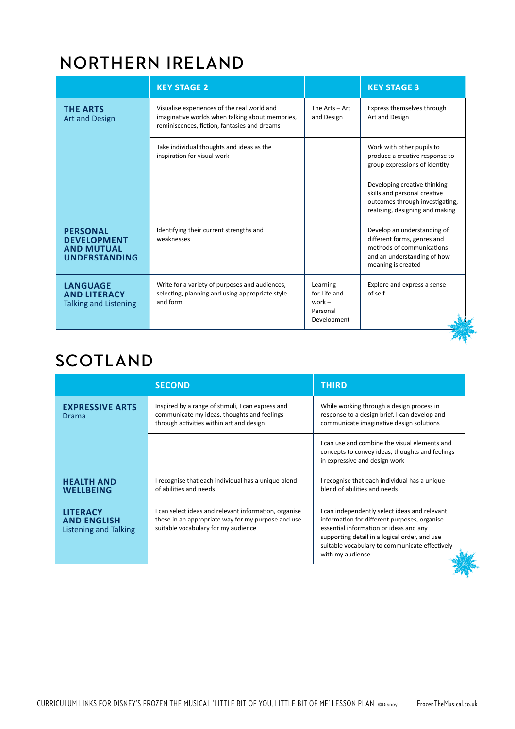# NORTHERN IRELAND

| | KEY STAGE 2 | | KEY STAGE 3 |
|---|---|---|---|
| **THE ARTS** Art and Design | Visualise experiences of the real world and imaginative worlds when talking about memories, reminiscences, fiction, fantasies and dreams | The Arts – Art and Design | Express themselves through Art and Design |
| | Take individual thoughts and ideas as the inspiration for visual work | | Work with other pupils to produce a creative response to group expressions of identity |
| | | | Developing creative thinking skills and personal creative outcomes through investigating, realising, designing and making |
| **PERSONAL DEVELOPMENT AND MUTUAL UNDERSTANDING** | Identifying their current strengths and weaknesses | | Develop an understanding of different forms, genres and methods of communications and an understanding of how meaning is created |
| **LANGUAGE AND LITERACY** Talking and Listening | Write for a variety of purposes and audiences, selecting, planning and using appropriate style and form | Learning for Life and work – Personal Development | Explore and express a sense of self |

# SCOTLAND

| | SECOND | THIRD |
|---|---|---|
| **EXPRESSIVE ARTS** Drama | Inspired by a range of stimuli, I can express and communicate my ideas, thoughts and feelings through activities within art and design | While working through a design process in response to a design brief, I can develop and communicate imaginative design solutions |
| | | I can use and combine the visual elements and concepts to convey ideas, thoughts and feelings in expressive and design work |
| **HEALTH AND WELLBEING** | I recognise that each individual has a unique blend of abilities and needs | I recognise that each individual has a unique blend of abilities and needs |
| **LITERACY AND ENGLISH** Listening and Talking | I can select ideas and relevant information, organise these in an appropriate way for my purpose and use suitable vocabulary for my audience | I can independently select ideas and relevant information for different purposes, organise essential information or ideas and any supporting detail in a logical order, and use suitable vocabulary to communicate effectively with my audience |